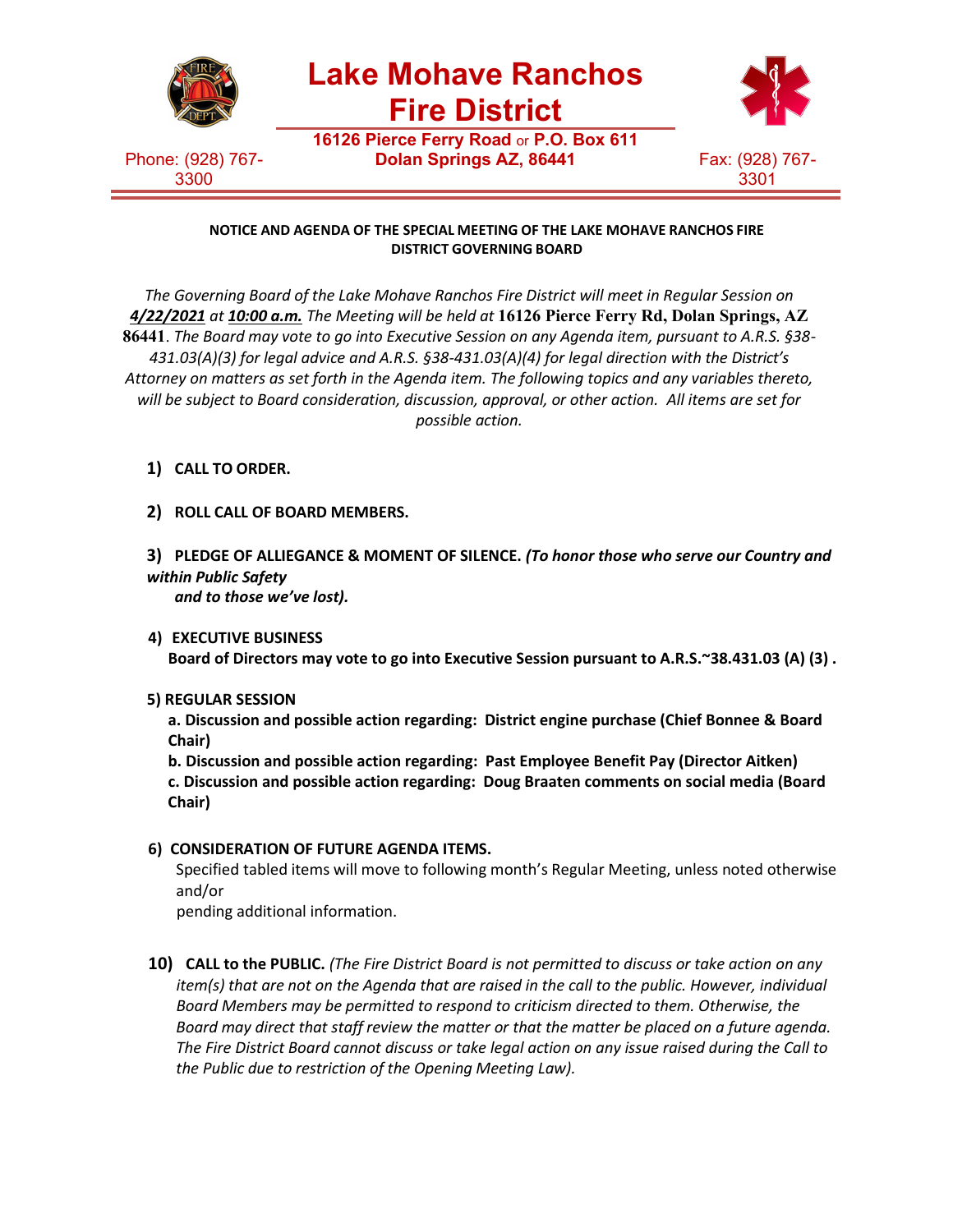# Lake Mohave Ranchos Fire District

**16126 Pierce Ferry Road** or **P.O. Box 611**
**Dolan Springs AZ, 86441**

Phone: (928) 767-3300

Fax: (928) 767-3301

**NOTICE AND AGENDA OF THE SPECIAL MEETING OF THE LAKE MOHAVE RANCHOS FIRE DISTRICT GOVERNING BOARD**

*The Governing Board of the Lake Mohave Ranchos Fire District will meet in Regular Session on* ***4/22/2021*** *at* ***10:00 a.m.*** *The Meeting will be held at* **16126 Pierce Ferry Rd, Dolan Springs, AZ 86441**. *The Board may vote to go into Executive Session on any Agenda item, pursuant to A.R.S. §38-431.03(A)(3) for legal advice and A.R.S. §38-431.03(A)(4) for legal direction with the District's Attorney on matters as set forth in the Agenda item. The following topics and any variables thereto, will be subject to Board consideration, discussion, approval, or other action. All items are set for possible action.*

1) **CALL TO ORDER.**

2) **ROLL CALL OF BOARD MEMBERS.**

3) **PLEDGE OF ALLIEGANCE & MOMENT OF SILENCE.** ***(To honor those who serve our Country and within Public Safety and to those we've lost).***

4) **EXECUTIVE BUSINESS**
   **Board of Directors may vote to go into Executive Session pursuant to A.R.S.~38.431.03 (A) (3) .**

5) **REGULAR SESSION**
   **a. Discussion and possible action regarding: District engine purchase (Chief Bonnee & Board Chair)**
   **b. Discussion and possible action regarding: Past Employee Benefit Pay (Director Aitken)**
   **c. Discussion and possible action regarding: Doug Braaten comments on social media (Board Chair)**

6) **CONSIDERATION OF FUTURE AGENDA ITEMS.**
   Specified tabled items will move to following month's Regular Meeting, unless noted otherwise and/or pending additional information.

10) **CALL to the PUBLIC.** *(The Fire District Board is not permitted to discuss or take action on any item(s) that are not on the Agenda that are raised in the call to the public. However, individual Board Members may be permitted to respond to criticism directed to them. Otherwise, the Board may direct that staff review the matter or that the matter be placed on a future agenda. The Fire District Board cannot discuss or take legal action on any issue raised during the Call to the Public due to restriction of the Opening Meeting Law).*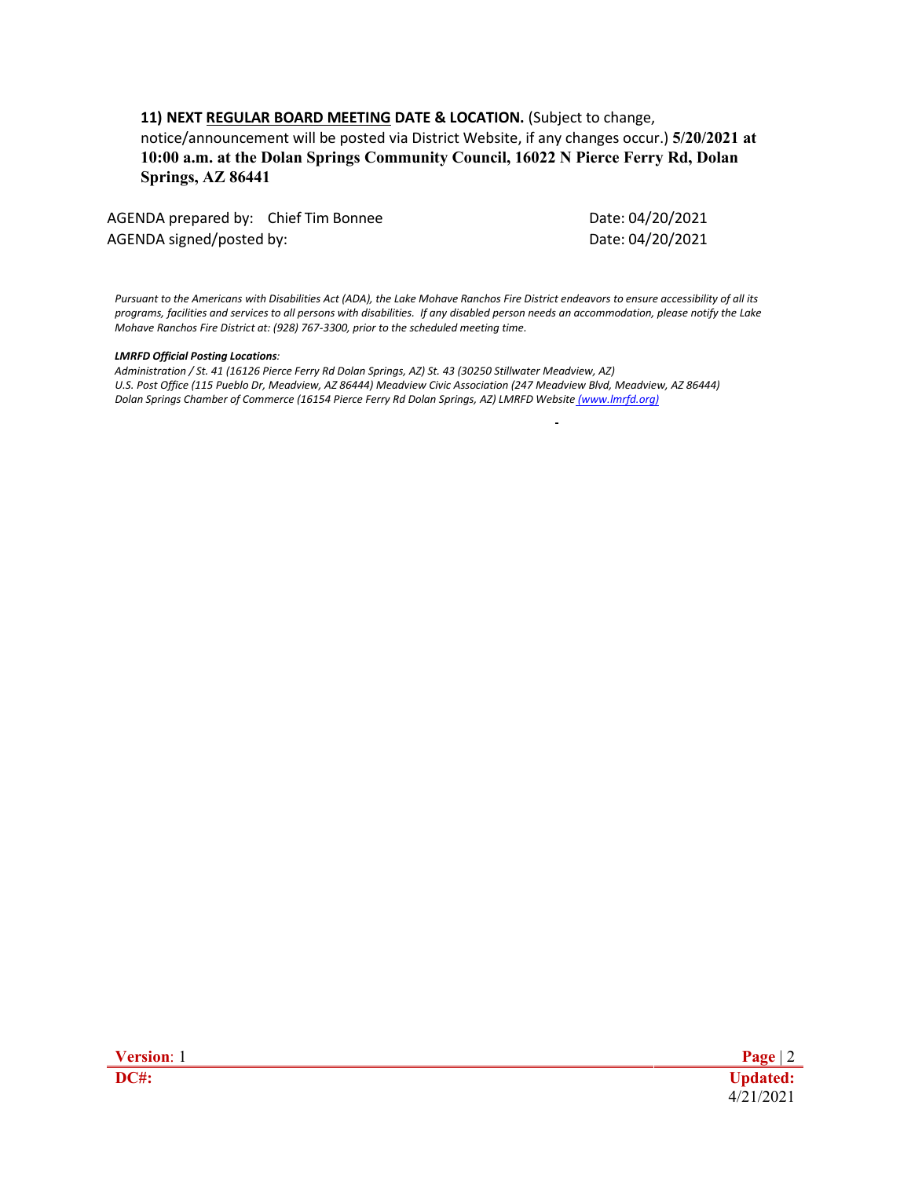**11) NEXT <u>REGULAR BOARD MEETING</u> DATE & LOCATION.** (Subject to change, notice/announcement will be posted via District Website, if any changes occur.) **5/20/2021 at 10:00 a.m. at the Dolan Springs Community Council, 16022 N Pierce Ferry Rd, Dolan Springs, AZ 86441**

AGENDA prepared by: Chief Tim Bonnee — Date: 04/20/2021

AGENDA signed/posted by: — Date: 04/20/2021

*Pursuant to the Americans with Disabilities Act (ADA), the Lake Mohave Ranchos Fire District endeavors to ensure accessibility of all its programs, facilities and services to all persons with disabilities. If any disabled person needs an accommodation, please notify the Lake Mohave Ranchos Fire District at: (928) 767-3300, prior to the scheduled meeting time.*

***LMRFD Official Posting Locations:***

*Administration / St. 41 (16126 Pierce Ferry Rd Dolan Springs, AZ) St. 43 (30250 Stillwater Meadview, AZ)*
*U.S. Post Office (115 Pueblo Dr, Meadview, AZ 86444) Meadview Civic Association (247 Meadview Blvd, Meadview, AZ 86444)*
*Dolan Springs Chamber of Commerce (16154 Pierce Ferry Rd Dolan Springs, AZ) LMRFD Website (www.lmrfd.org)*

**Version**: 1
**DC#:**
**Updated:** 4/21/2021